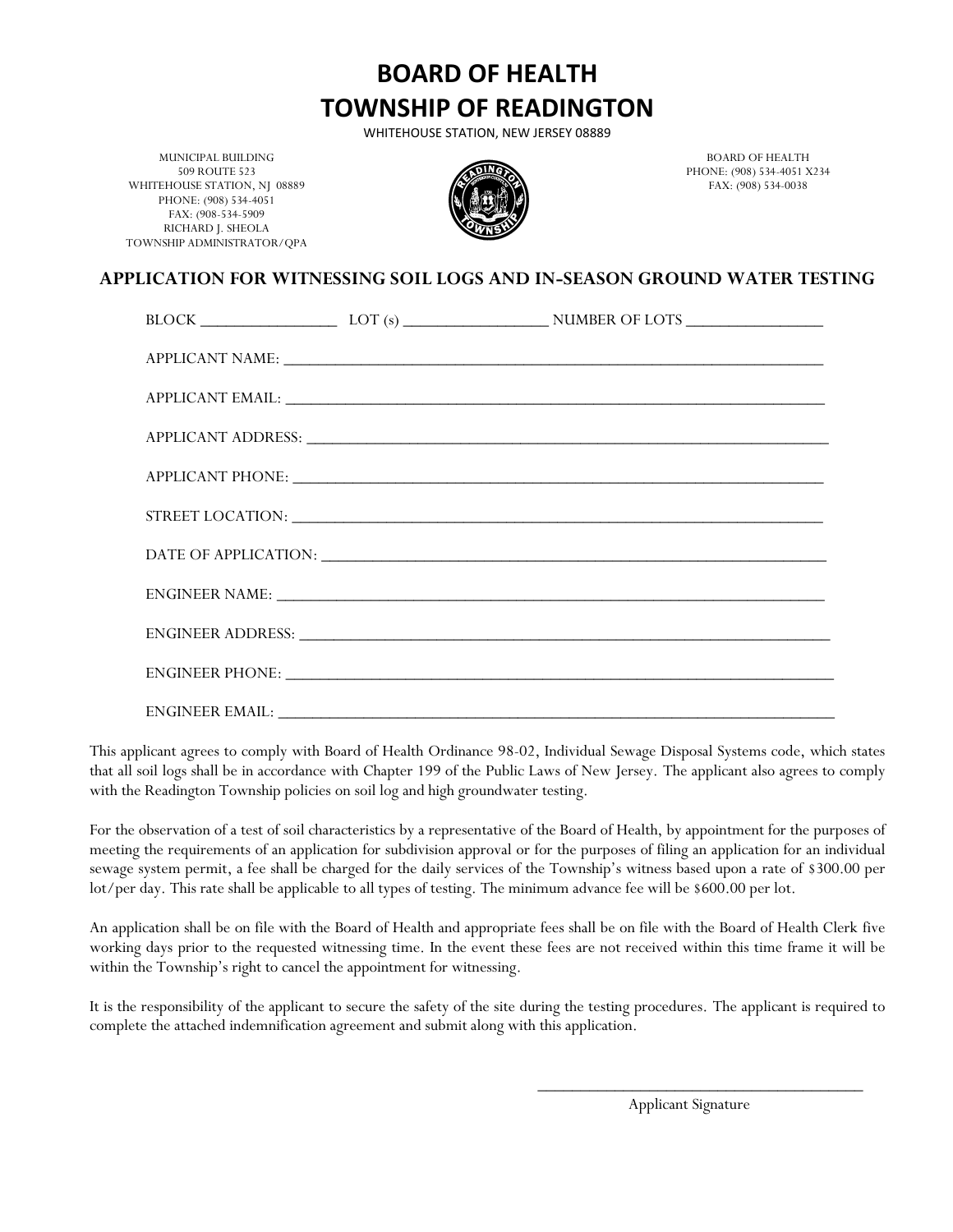# BOARD OF HEALTH
# TOWNSHIP OF READINGTON

WHITEHOUSE STATION, NEW JERSEY 08889

MUNICIPAL BUILDING
509 ROUTE 523
WHITEHOUSE STATION, NJ 08889
PHONE: (908) 534-4051
FAX: (908-534-5909
RICHARD J. SHEOLA
TOWNSHIP ADMINISTRATOR/QPA

BOARD OF HEALTH
PHONE: (908) 534-4051 X234
FAX: (908) 534-0038

## APPLICATION FOR WITNESSING SOIL LOGS AND IN-SEASON GROUND WATER TESTING

BLOCK ________________ LOT (s) _________________ NUMBER OF LOTS ________________

APPLICANT NAME: ______________________________________________________________

APPLICANT EMAIL: ______________________________________________________________

APPLICANT ADDRESS: ____________________________________________________________

APPLICANT PHONE: ______________________________________________________________

STREET LOCATION: ______________________________________________________________

DATE OF APPLICATION: ___________________________________________________________

ENGINEER NAME: _______________________________________________________________

ENGINEER ADDRESS: _____________________________________________________________

ENGINEER PHONE: _______________________________________________________________

ENGINEER EMAIL: _______________________________________________________________

This applicant agrees to comply with Board of Health Ordinance 98-02, Individual Sewage Disposal Systems code, which states that all soil logs shall be in accordance with Chapter 199 of the Public Laws of New Jersey. The applicant also agrees to comply with the Readington Township policies on soil log and high groundwater testing.

For the observation of a test of soil characteristics by a representative of the Board of Health, by appointment for the purposes of meeting the requirements of an application for subdivision approval or for the purposes of filing an application for an individual sewage system permit, a fee shall be charged for the daily services of the Township's witness based upon a rate of $300.00 per lot/per day. This rate shall be applicable to all types of testing. The minimum advance fee will be $600.00 per lot.

An application shall be on file with the Board of Health and appropriate fees shall be on file with the Board of Health Clerk five working days prior to the requested witnessing time. In the event these fees are not received within this time frame it will be within the Township's right to cancel the appointment for witnessing.

It is the responsibility of the applicant to secure the safety of the site during the testing procedures. The applicant is required to complete the attached indemnification agreement and submit along with this application.

_______________________________________
Applicant Signature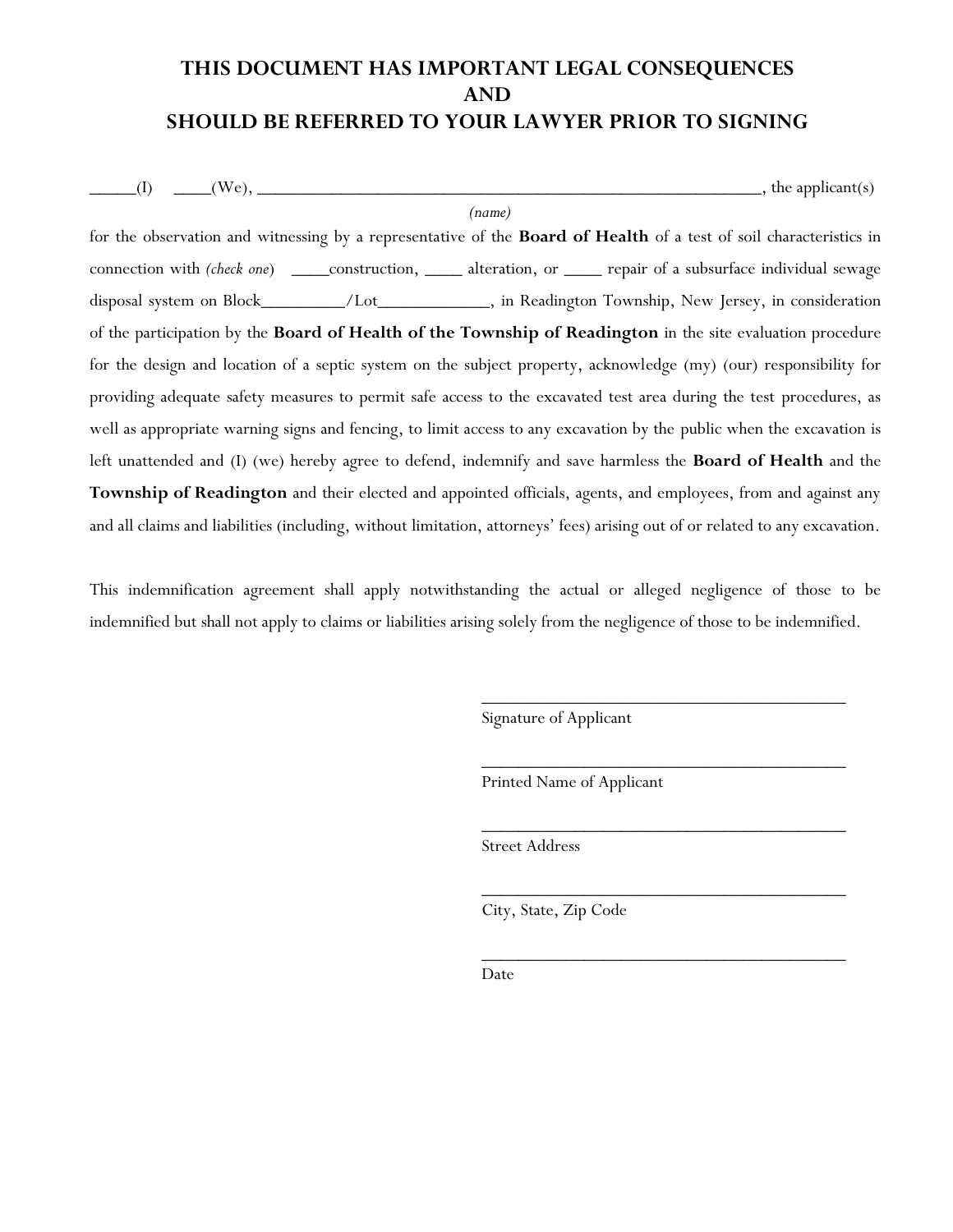# THIS DOCUMENT HAS IMPORTANT LEGAL CONSEQUENCES AND SHOULD BE REFERRED TO YOUR LAWYER PRIOR TO SIGNING

_____(I) ____(We), ________________________________________________________, the applicant(s)
*(name)*
for the observation and witnessing by a representative of the **Board of Health** of a test of soil characteristics in connection with *(check one)* ____construction, ____ alteration, or ____ repair of a subsurface individual sewage disposal system on Block_________/Lot____________, in Readington Township, New Jersey, in consideration of the participation by the **Board of Health of the Township of Readington** in the site evaluation procedure for the design and location of a septic system on the subject property, acknowledge (my) (our) responsibility for providing adequate safety measures to permit safe access to the excavated test area during the test procedures, as well as appropriate warning signs and fencing, to limit access to any excavation by the public when the excavation is left unattended and (I) (we) hereby agree to defend, indemnify and save harmless the **Board of Health** and the **Township of Readington** and their elected and appointed officials, agents, and employees, from and against any and all claims and liabilities (including, without limitation, attorneys' fees) arising out of or related to any excavation.

This indemnification agreement shall apply notwithstanding the actual or alleged negligence of those to be indemnified but shall not apply to claims or liabilities arising solely from the negligence of those to be indemnified.

________________________________________
Signature of Applicant

________________________________________
Printed Name of Applicant

________________________________________
Street Address

________________________________________
City, State, Zip Code

________________________________________
Date